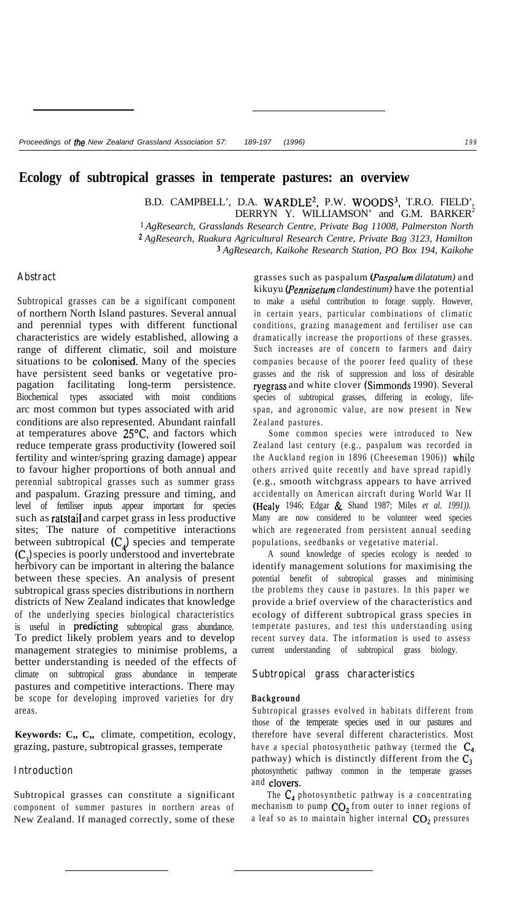# Ecology of subtropical grasses in temperate pastures: an overview

B.D. CAMPBELL[1], D.A. WARDLE[2], P.W. WOODS[3], T.R.O. FIELD[1], DERRYN Y. WILLIAMSON[1] and G.M. BARKER[2]

[1] *AgResearch, Grasslands Research Centre, Private Bag 11008, Palmerston North*
[2] *AgResearch, Ruakura Agricultural Research Centre, Private Bag 3123, Hamilton*
[3] *AgResearch, Kaikohe Research Station, PO Box 194, Kaikohe*

## Abstract

Subtropical grasses can be a significant component of northern North Island pastures. Several annual and perennial types with different functional characteristics are widely established, allowing a range of different climatic, soil and moisture situations to be colonised. Many of the species have persistent seed banks or vegetative propagation facilitating long-term persistence. Biochemical types associated with moist conditions are most common but types associated with arid conditions are also represented. Abundant rainfall at temperatures above 25°C, and factors which reduce temperate grass productivity (lowered soil fertility and winter/spring grazing damage) appear to favour higher proportions of both annual and perennial subtropical grasses such as summer grass and paspalum. Grazing pressure and timing, and level of fertiliser inputs appear important for species such as ratstail and carpet grass in less productive sites; The nature of competitive interactions between subtropical ($C_4$) species and temperate ($C_3$) species is poorly understood and invertebrate herbivory can be important in altering the balance between these species. An analysis of present subtropical grass species distributions in northern districts of New Zealand indicates that knowledge of the underlying species biological characteristics is useful in predicting subtropical grass abundance. To predict likely problem years and to develop management strategies to minimise problems, a better understanding is needed of the effects of climate on subtropical grass abundance in temperate pastures and competitive interactions. There may be scope for developing improved varieties for dry areas.

**Keywords:** $C_3$, $C_4$, climate, competition, ecology, grazing, pasture, subtropical grasses, temperate

## Introduction

Subtropical grasses can constitute a significant component of summer pastures in northern areas of New Zealand. If managed correctly, some of these grasses such as paspalum (*Paspalum dilatatum)* and kikuyu (*Pennisetum clandestinum)* have the potential to make a useful contribution to forage supply. However, in certain years, particular combinations of climatic conditions, grazing management and fertiliser use can dramatically increase the proportions of these grasses. Such increases are of concern to farmers and dairy companies because of the poorer feed quality of these grasses and the risk of suppression and loss of desirable ryegrass and white clover (Simmonds 1990). Several species of subtropical grasses, differing in ecology, lifespan, and agronomic value, are now present in New Zealand pastures.

Some common species were introduced to New Zealand last century (e.g., paspalum was recorded in the Auckland region in 1896 (Cheeseman 1906)) while others arrived quite recently and have spread rapidly (e.g., smooth witchgrass appears to have arrived accidentally on American aircraft during World War II (Healy 1946; Edgar & Shand 1987; Miles *et al.* 1991)). Many are now considered to be volunteer weed species which are regenerated from persistent annual seeding populations, seedbanks or vegetative material.

A sound knowledge of species ecology is needed to identify management solutions for maximising the potential benefit of subtropical grasses and minimising the problems they cause in pastures. In this paper we provide a brief overview of the characteristics and ecology of different subtropical grass species in temperate pastures, and test this understanding using recent survey data. The information is used to assess current understanding of subtropical grass biology.

## Subtropical grass characteristics

### Background

Subtropical grasses evolved in habitats different from those of the temperate species used in our pastures and therefore have several different characteristics. Most have a special photosynthetic pathway (termed the $C_4$ pathway) which is distinctly different from the $C_3$ photosynthetic pathway common in the temperate grasses and clovers.

The $C_4$ photosynthetic pathway is a concentrating mechanism to pump $CO_2$ from outer to inner regions of a leaf so as to maintain higher internal $CO_2$ pressures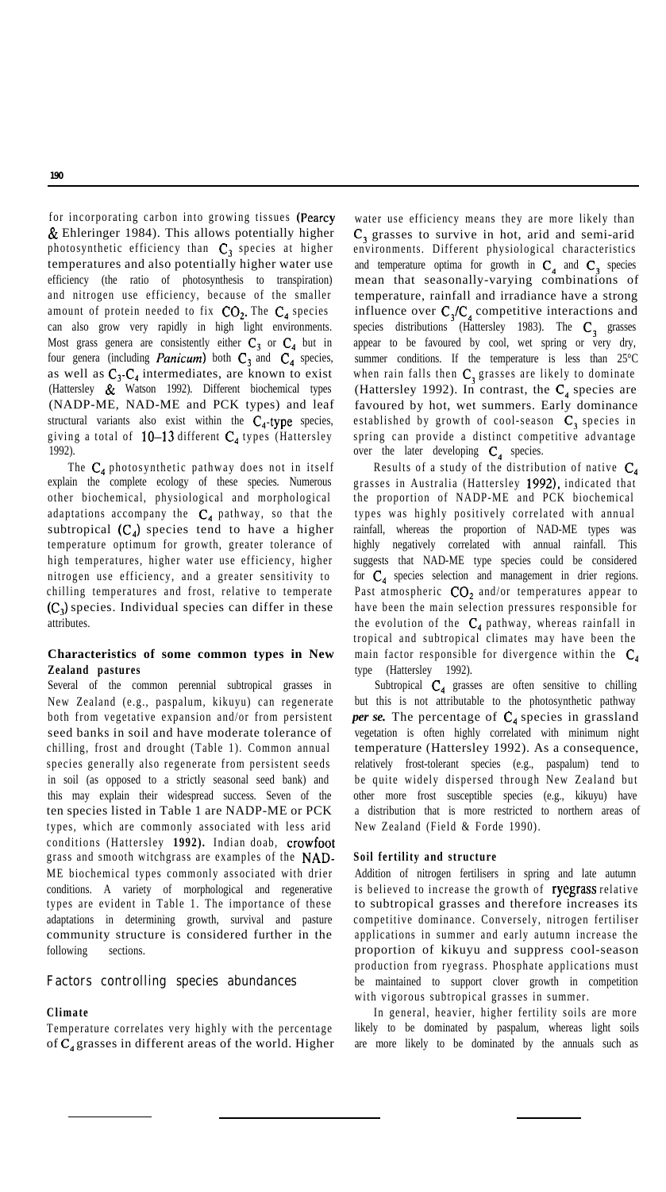for incorporating carbon into growing tissues (Pearcy & Ehleringer 1984). This allows potentially higher photosynthetic efficiency than $C_3$ species at higher temperatures and also potentially higher water use efficiency (the ratio of photosynthesis to transpiration) and nitrogen use efficiency, because of the smaller amount of protein needed to fix $CO_2$. The $C_4$ species can also grow very rapidly in high light environments. Most grass genera are consistently either $C_3$ or $C_4$ but in four genera (including *Panicum*) both $C_3$ and $C_4$ species, as well as $C_3$-$C_4$ intermediates, are known to exist (Hattersley & Watson 1992). Different biochemical types (NADP-ME, NAD-ME and PCK types) and leaf structural variants also exist within the $C_4$-type species, giving a total of 10–13 different $C_4$ types (Hattersley 1992).

The $C_4$ photosynthetic pathway does not in itself explain the complete ecology of these species. Numerous other biochemical, physiological and morphological adaptations accompany the $C_4$ pathway, so that the subtropical ($C_4$) species tend to have a higher temperature optimum for growth, greater tolerance of high temperatures, higher water use efficiency, higher nitrogen use efficiency, and a greater sensitivity to chilling temperatures and frost, relative to temperate ($C_3$) species. Individual species can differ in these attributes.

### Characteristics of some common types in New Zealand pastures

Several of the common perennial subtropical grasses in New Zealand (e.g., paspalum, kikuyu) can regenerate both from vegetative expansion and/or from persistent seed banks in soil and have moderate tolerance of chilling, frost and drought (Table 1). Common annual species generally also regenerate from persistent seeds in soil (as opposed to a strictly seasonal seed bank) and this may explain their widespread success. Seven of the ten species listed in Table 1 are NADP-ME or PCK types, which are commonly associated with less arid conditions (Hattersley 1992). Indian doab, crowfoot grass and smooth witchgrass are examples of the NAD-ME biochemical types commonly associated with drier conditions. A variety of morphological and regenerative types are evident in Table 1. The importance of these adaptations in determining growth, survival and pasture community structure is considered further in the following sections.

## Factors controlling species abundances

### Climate

Temperature correlates very highly with the percentage of $C_4$ grasses in different areas of the world. Higher water use efficiency means they are more likely than $C_3$ grasses to survive in hot, arid and semi-arid environments. Different physiological characteristics and temperature optima for growth in $C_4$ and $C_3$ species mean that seasonally-varying combinations of temperature, rainfall and irradiance have a strong influence over $C_3$/$C_4$ competitive interactions and species distributions (Hattersley 1983). The $C_3$ grasses appear to be favoured by cool, wet spring or very dry, summer conditions. If the temperature is less than 25°C when rain falls then $C_3$ grasses are likely to dominate (Hattersley 1992). In contrast, the $C_4$ species are favoured by hot, wet summers. Early dominance established by growth of cool-season $C_3$ species in spring can provide a distinct competitive advantage over the later developing $C_4$ species.

Results of a study of the distribution of native $C_4$ grasses in Australia (Hattersley 1992), indicated that the proportion of NADP-ME and PCK biochemical types was highly positively correlated with annual rainfall, whereas the proportion of NAD-ME types was highly negatively correlated with annual rainfall. This suggests that NAD-ME type species could be considered for $C_4$ species selection and management in drier regions. Past atmospheric $CO_2$ and/or temperatures appear to have been the main selection pressures responsible for the evolution of the $C_4$ pathway, whereas rainfall in tropical and subtropical climates may have been the main factor responsible for divergence within the $C_4$ type (Hattersley 1992).

Subtropical $C_4$ grasses are often sensitive to chilling but this is not attributable to the photosynthetic pathway ***per se.*** The percentage of $C_4$ species in grassland vegetation is often highly correlated with minimum night temperature (Hattersley 1992). As a consequence, relatively frost-tolerant species (e.g., paspalum) tend to be quite widely dispersed through New Zealand but other more frost susceptible species (e.g., kikuyu) have a distribution that is more restricted to northern areas of New Zealand (Field & Forde 1990).

### Soil fertility and structure

Addition of nitrogen fertilisers in spring and late autumn is believed to increase the growth of ryegrass relative to subtropical grasses and therefore increases its competitive dominance. Conversely, nitrogen fertiliser applications in summer and early autumn increase the proportion of kikuyu and suppress cool-season production from ryegrass. Phosphate applications must be maintained to support clover growth in competition with vigorous subtropical grasses in summer.

In general, heavier, higher fertility soils are more likely to be dominated by paspalum, whereas light soils are more likely to be dominated by the annuals such as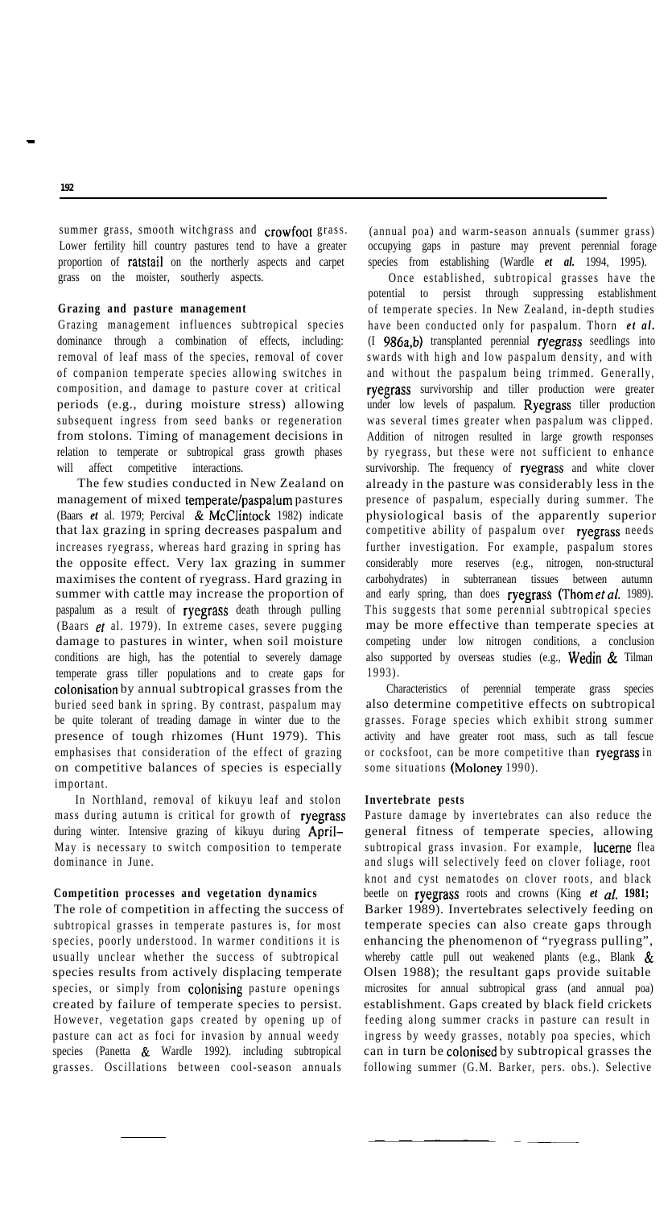summer grass, smooth witchgrass and crowfoot grass. Lower fertility hill country pastures tend to have a greater proportion of ratstail on the northerly aspects and carpet grass on the moister, southerly aspects.

### Grazing and pasture management

Grazing management influences subtropical species dominance through a combination of effects, including: removal of leaf mass of the species, removal of cover of companion temperate species allowing switches in composition, and damage to pasture cover at critical periods (e.g., during moisture stress) allowing subsequent ingress from seed banks or regeneration from stolons. Timing of management decisions in relation to temperate or subtropical grass growth phases will affect competitive interactions.

The few studies conducted in New Zealand on management of mixed temperate/paspalum pastures (Baars *et* al. 1979; Percival & McClintock 1982) indicate that lax grazing in spring decreases paspalum and increases ryegrass, whereas hard grazing in spring has the opposite effect. Very lax grazing in summer maximises the content of ryegrass. Hard grazing in summer with cattle may increase the proportion of paspalum as a result of ryegrass death through pulling (Baars *et* al. 1979). In extreme cases, severe pugging damage to pastures in winter, when soil moisture conditions are high, has the potential to severely damage temperate grass tiller populations and to create gaps for colonisation by annual subtropical grasses from the buried seed bank in spring. By contrast, paspalum may be quite tolerant of treading damage in winter due to the presence of tough rhizomes (Hunt 1979). This emphasises that consideration of the effect of grazing on competitive balances of species is especially important.

In Northland, removal of kikuyu leaf and stolon mass during autumn is critical for growth of ryegrass during winter. Intensive grazing of kikuyu during April–May is necessary to switch composition to temperate dominance in June.

### Competition processes and vegetation dynamics

The role of competition in affecting the success of subtropical grasses in temperate pastures is, for most species, poorly understood. In warmer conditions it is usually unclear whether the success of subtropical species results from actively displacing temperate species, or simply from colonising pasture openings created by failure of temperate species to persist. However, vegetation gaps created by opening up of pasture can act as foci for invasion by annual weedy species (Panetta & Wardle 1992). including subtropical grasses. Oscillations between cool-season annuals (annual poa) and warm-season annuals (summer grass) occupying gaps in pasture may prevent perennial forage species from establishing (Wardle *et al.* 1994, 1995).

Once established, subtropical grasses have the potential to persist through suppressing establishment of temperate species. In New Zealand, in-depth studies have been conducted only for paspalum. Thorn *et al.* (1986a,b) transplanted perennial ryegrass seedlings into swards with high and low paspalum density, and with and without the paspalum being trimmed. Generally, ryegrass survivorship and tiller production were greater under low levels of paspalum. Ryegrass tiller production was several times greater when paspalum was clipped. Addition of nitrogen resulted in large growth responses by ryegrass, but these were not sufficient to enhance survivorship. The frequency of ryegrass and white clover already in the pasture was considerably less in the presence of paspalum, especially during summer. The physiological basis of the apparently superior competitive ability of paspalum over ryegrass needs further investigation. For example, paspalum stores considerably more reserves (e.g., nitrogen, non-structural carbohydrates) in subterranean tissues between autumn and early spring, than does ryegrass (Thom *et al.* 1989). This suggests that some perennial subtropical species may be more effective than temperate species at competing under low nitrogen conditions, a conclusion also supported by overseas studies (e.g., Wedin & Tilman 1993).

Characteristics of perennial temperate grass species also determine competitive effects on subtropical grasses. Forage species which exhibit strong summer activity and have greater root mass, such as tall fescue or cocksfoot, can be more competitive than ryegrass in some situations (Moloney 1990).

### Invertebrate pests

Pasture damage by invertebrates can also reduce the general fitness of temperate species, allowing subtropical grass invasion. For example, lucerne flea and slugs will selectively feed on clover foliage, root knot and cyst nematodes on clover roots, and black beetle on ryegrass roots and crowns (King *et al.* 1981; Barker 1989). Invertebrates selectively feeding on temperate species can also create gaps through enhancing the phenomenon of "ryegrass pulling", whereby cattle pull out weakened plants (e.g., Blank & Olsen 1988); the resultant gaps provide suitable microsites for annual subtropical grass (and annual poa) establishment. Gaps created by black field crickets feeding along summer cracks in pasture can result in ingress by weedy grasses, notably poa species, which can in turn be colonised by subtropical grasses the following summer (G.M. Barker, pers. obs.). Selective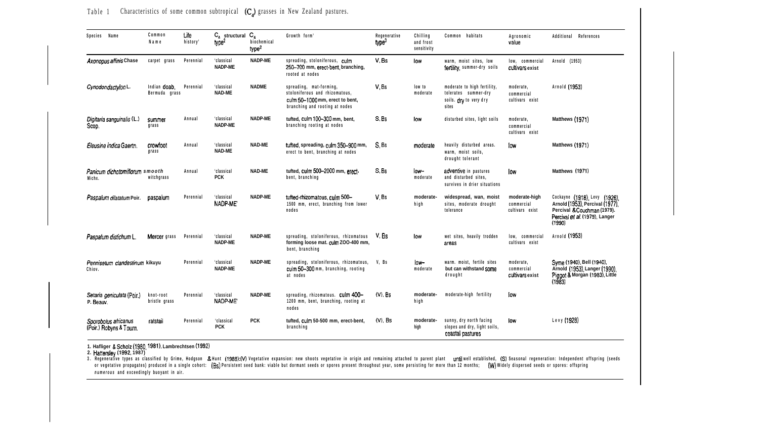Table 1 Characteristics of some common subtropical ($C_4$) grasses in New Zealand pastures.

| Species Name | Common Name | Life history[1] | $C_4$ structural type[2] | $C_4$ biochemical type[2] | Growth form[1] | Regenerative type[3] | Chilling and frost sensitivity | Common habitats | Agronomic value | Additional References |
|---|---|---|---|---|---|---|---|---|---|---|
| *Axonopus affinis* Chase | carpet grass | Perennial | 'classical NADP-ME | NADP-ME | spreading, stoloniferous, culm 250–700 mm, erect-bent, branching, rooted at nodes | V, Bs | low | warm, moist sites, low fertility, summer-dry soils | low, commercial cultivars exist | Arnold (1953) |
| *Cynodon dactylon* L. | Indian doab, Bermuda grass | Perennial | 'classical NAD-ME | NADME | spreading, mat-forming, stoloniferous and rhizomatous, culm 50–1000 mm, erect to bent, branching and rooting at nodes | V, Bs | low to moderate | moderate to high fertility, tolerates summer-dry soils, dry to very dry sites | moderate, commercial cultivars exist | Arnold (1953) |
| *Digitaria sanguinalis* (L.) Scop. | summer grass | Annual | 'classical NADP-ME | NADP-ME | tufted, culm 100–300 mm, bent, branching rooting at nodes | S, Bs | low | disturbed sites, light soils | moderate, commercial cultivars exist | Matthews (1971) |
| *Eleusine indica* Gaertn. | crowfoot grass | Annual | 'classical NAD-ME | NAD-ME | tufted, spreading, culm 350–900 mm, erect to bent, branching at nodes | S, Bs | moderate | heavily disturbed areas, warm, moist soils, drought tolerant | low | Matthews (1971) |
| *Panicum dichotomiflorum* Michx. | smooth witchgrass | Annual | 'classical PCK | NAD-ME | tufted, culm 500–2000 mm, erect-bent, branching | S, Bs | low–moderate | adventive in pastures and disturbed sites, survives in drier situations | low | Matthews (1971) |
| *Paspalum dilatatum* Poir. | paspalum | Perennial | 'classical NADP-ME' | NADP-ME | tufted-rhizomatous, culm 500–1500 mm, erect, branching from lower nodes | V, Bs | moderate-high | widespread, wan, moist sites, moderate drought tolerance | moderate-high commercial cultivars exist | Cockayne (1918), Levy (1926), Arnold (1953), Percival (1977), Percival & Couchman (1979), Percival *et al.* (1979), Langer (1990) |
| *Paspalum distichum* L. | Mercer grass | Perennial | 'classical NADP-ME | NADP-ME | spreading, stoloniferous, rhizomatous forming loose mat, culm ZOO-400 mm, bent, branching | V, Bs | low | wet sites, heavily trodden areas | low, commercial cultivars exist | Arnold (1953) |
| *Pennisetum clandestinum* Chiov. | kikuyu | Perennial | 'classical NADP-ME | NADP-ME | spreading, stoloniferous, rhizomatous, culm 50–300 mm, branching, rooting at nodes | V, Bs | low–moderate | warm, moist, fertile sites but can withstand some drought | moderate, commercial cultivars exist | Syme (1940), Bell (1940), Arnold (1953), Langer (1990), Piggot & Morgan (1983), Little (1983) |
| *Setaria geniculata* (Poir.) P. Beauv. | knot-root bristle grass | Perennial | 'classical NADP-ME' | NADP-ME | spreading, rhizomatous, culm 400–1200 mm, bent, branching, rooting at nodes | (V), Bs | moderate-high | moderate-high fertility | low | |
| *Sporobolus africanus* (Poir.) Robyns & Tourn. | ratstail | Perennial | 'classical PCK | PCK | tufted, culm 50-500 mm, erect-bent, branching | (V), Bs | moderate-high | sunny, dry north facing slopes and dry, light soils, coastal pastures | low | Levy (1928) |

1. Hafliger & Scholz (1980, 1981), Lambrechtsen (1992)
2. Hattersley (1992, 1987)
3. Regenerative types as classified by Grime, Hodgson & Hunt (1988): (V) Vegetative expansion: new shoots vegetative in origin and remaining attached to parent plant until well established, (S) Seasonal regeneration: Independent offspring (seeds or vegetative propagates) produced in a single cohort: (Bs) Persistent seed bank: viable but dormant seeds or spores present throughout year, some persisting for more than 12 months; (W) Widely dispersed seeds or spores: offspring numerous and exceedingly buoyant in air.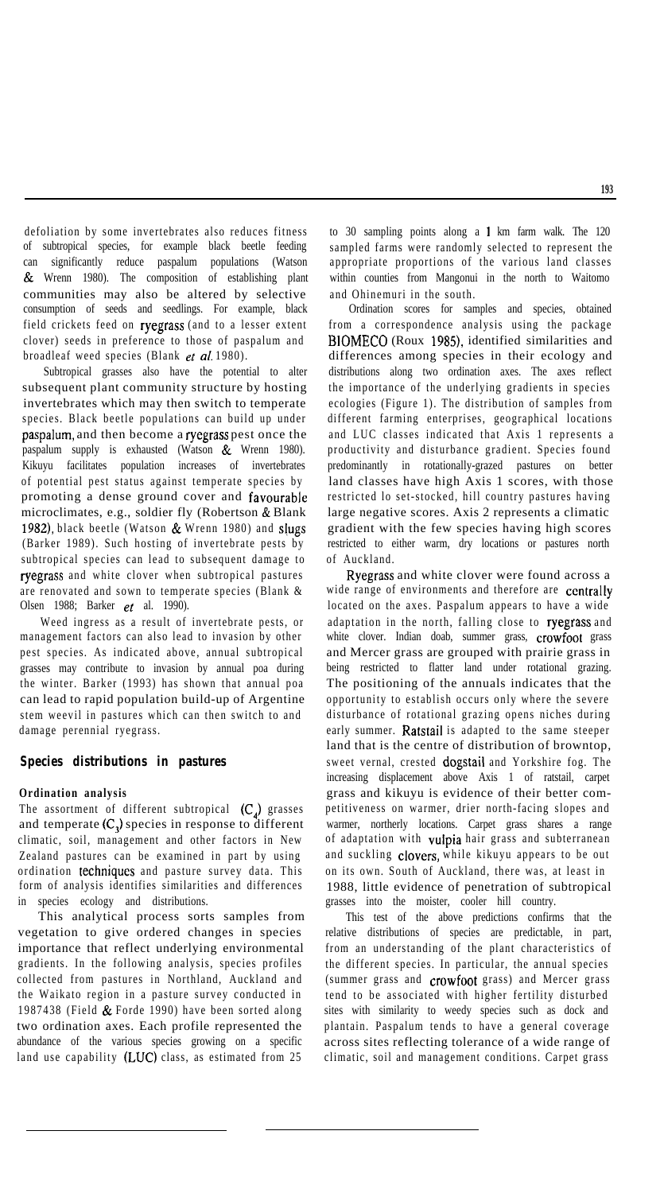defoliation by some invertebrates also reduces fitness of subtropical species, for example black beetle feeding can significantly reduce paspalum populations (Watson & Wrenn 1980). The composition of establishing plant communities may also be altered by selective consumption of seeds and seedlings. For example, black field crickets feed on ryegrass (and to a lesser extent clover) seeds in preference to those of paspalum and broadleaf weed species (Blank *et al.* 1980).

Subtropical grasses also have the potential to alter subsequent plant community structure by hosting invertebrates which may then switch to temperate species. Black beetle populations can build up under paspalum, and then become a ryegrass pest once the paspalum supply is exhausted (Watson & Wrenn 1980). Kikuyu facilitates population increases of invertebrates of potential pest status against temperate species by promoting a dense ground cover and favourable microclimates, e.g., soldier fly (Robertson & Blank 1982), black beetle (Watson & Wrenn 1980) and slugs (Barker 1989). Such hosting of invertebrate pests by subtropical species can lead to subsequent damage to ryegrass and white clover when subtropical pastures are renovated and sown to temperate species (Blank & Olsen 1988; Barker *et* al. 1990).

Weed ingress as a result of invertebrate pests, or management factors can also lead to invasion by other pest species. As indicated above, annual subtropical grasses may contribute to invasion by annual poa during the winter. Barker (1993) has shown that annual poa can lead to rapid population build-up of Argentine stem weevil in pastures which can then switch to and damage perennial ryegrass.

## Species distributions in pastures

### Ordination analysis

The assortment of different subtropical ($C_4$) grasses and temperate ($C_3$) species in response to different climatic, soil, management and other factors in New Zealand pastures can be examined in part by using ordination techniques and pasture survey data. This form of analysis identifies similarities and differences in species ecology and distributions.

This analytical process sorts samples from vegetation to give ordered changes in species importance that reflect underlying environmental gradients. In the following analysis, species profiles collected from pastures in Northland, Auckland and the Waikato region in a pasture survey conducted in 1987438 (Field & Forde 1990) have been sorted along two ordination axes. Each profile represented the abundance of the various species growing on a specific land use capability (LUC) class, as estimated from 25 to 30 sampling points along a 1 km farm walk. The 120 sampled farms were randomly selected to represent the appropriate proportions of the various land classes within counties from Mangonui in the north to Waitomo and Ohinemuri in the south.

Ordination scores for samples and species, obtained from a correspondence analysis using the package BIOMECO (Roux 1985), identified similarities and differences among species in their ecology and distributions along two ordination axes. The axes reflect the importance of the underlying gradients in species ecologies (Figure 1). The distribution of samples from different farming enterprises, geographical locations and LUC classes indicated that Axis 1 represents a productivity and disturbance gradient. Species found predominantly in rotationally-grazed pastures on better land classes have high Axis 1 scores, with those restricted lo set-stocked, hill country pastures having large negative scores. Axis 2 represents a climatic gradient with the few species having high scores restricted to either warm, dry locations or pastures north of Auckland.

Ryegrass and white clover were found across a wide range of environments and therefore are centrally located on the axes. Paspalum appears to have a wide adaptation in the north, falling close to ryegrass and white clover. Indian doab, summer grass, crowfoot grass and Mercer grass are grouped with prairie grass in being restricted to flatter land under rotational grazing. The positioning of the annuals indicates that the opportunity to establish occurs only where the severe disturbance of rotational grazing opens niches during early summer. Ratstail is adapted to the same steeper land that is the centre of distribution of browntop, sweet vernal, crested dogstail and Yorkshire fog. The increasing displacement above Axis 1 of ratstail, carpet grass and kikuyu is evidence of their better competitiveness on warmer, drier north-facing slopes and warmer, northerly locations. Carpet grass shares a range of adaptation with vulpia hair grass and subterranean and suckling clovers, while kikuyu appears to be out on its own. South of Auckland, there was, at least in 1988, little evidence of penetration of subtropical grasses into the moister, cooler hill country.

This test of the above predictions confirms that the relative distributions of species are predictable, in part, from an understanding of the plant characteristics of the different species. In particular, the annual species (summer grass and crowfoot grass) and Mercer grass tend to be associated with higher fertility disturbed sites with similarity to weedy species such as dock and plantain. Paspalum tends to have a general coverage across sites reflecting tolerance of a wide range of climatic, soil and management conditions. Carpet grass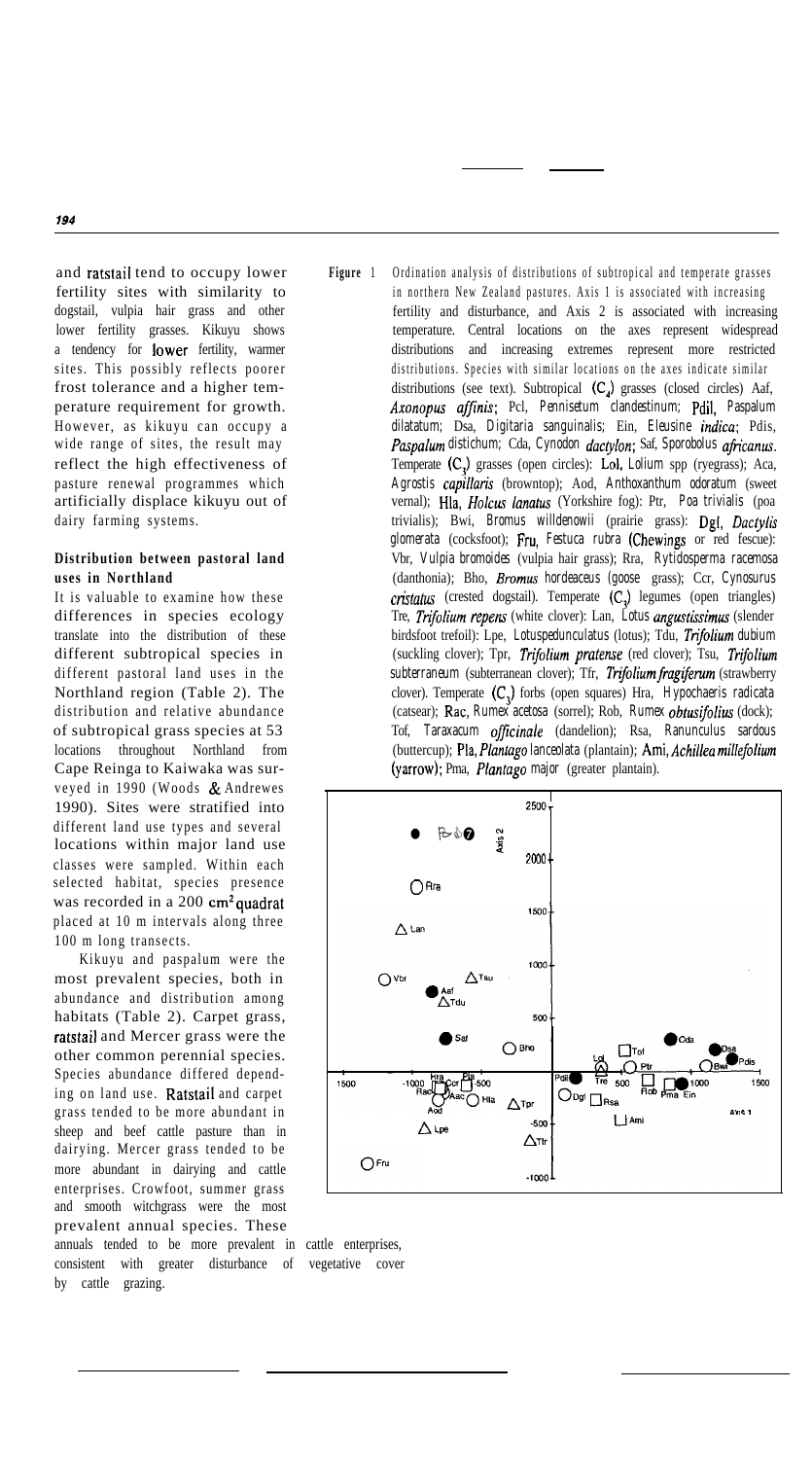and ratstail tend to occupy lower fertility sites with similarity to dogstail, vulpia hair grass and other lower fertility grasses. Kikuyu shows a tendency for lower fertility, warmer sites. This possibly reflects poorer frost tolerance and a higher temperature requirement for growth. However, as kikuyu can occupy a wide range of sites, the result may reflect the high effectiveness of pasture renewal programmes which artificially displace kikuyu out of dairy farming systems.

### Distribution between pastoral land uses in Northland

It is valuable to examine how these differences in species ecology translate into the distribution of these different subtropical species in different pastoral land uses in the Northland region (Table 2). The distribution and relative abundance of subtropical grass species at 53 locations throughout Northland from Cape Reinga to Kaiwaka was surveyed in 1990 (Woods & Andrewes 1990). Sites were stratified into different land use types and several locations within major land use classes were sampled. Within each selected habitat, species presence was recorded in a 200 cm² quadrat placed at 10 m intervals along three 100 m long transects.

Kikuyu and paspalum were the most prevalent species, both in abundance and distribution among habitats (Table 2). Carpet grass, ratstail and Mercer grass were the other common perennial species. Species abundance differed depending on land use. Ratstail and carpet grass tended to be more abundant in sheep and beef cattle pasture than in dairying. Mercer grass tended to be more abundant in dairying and cattle enterprises. Crowfoot, summer grass and smooth witchgrass were the most prevalent annual species. These annuals tended to be more prevalent in cattle enterprises, consistent with greater disturbance of vegetative cover by cattle grazing.

**Figure 1** Ordination analysis of distributions of subtropical and temperate grasses in northern New Zealand pastures. Axis 1 is associated with increasing fertility and disturbance, and Axis 2 is associated with increasing temperature. Central locations on the axes represent widespread distributions and increasing extremes represent more restricted distributions. Species with similar locations on the axes indicate similar distributions (see text). Subtropical ($C_4$) grasses (closed circles) Aaf, *Axonopus affinis*; Pcl, *Pennisetum clandestinum*; Pdil, *Paspalum dilatatum*; Dsa, *Digitaria sanguinalis*; Ein, *Eleusine indica*; Pdis, *Paspalum distichum*; Cda, *Cynodon dactylon*; Saf, *Sporobolus africanus*. Temperate ($C_3$) grasses (open circles): Lol, *Lolium* spp (ryegrass); Aca, *Agrostis capillaris* (browntop); Aod, *Anthoxanthum odoratum* (sweet vernal); Hla, *Holcus lanatus* (Yorkshire fog): Ptr, *Poa trivialis* (poa trivialis); Bwi, *Bromus willdenowii* (prairie grass): Dgl, *Dactylis glomerata* (cocksfoot); Fru, *Festuca rubra* (Chewings or red fescue): Vbr, *Vulpia bromoides* (vulpia hair grass); Rra, *Rytidosperma racemosa* (danthonia); Bho, *Bromus hordeaceus* (goose grass); Ccr, *Cynosurus cristatus* (crested dogstail). Temperate ($C_3$) legumes (open triangles) Tre, *Trifolium repens* (white clover): Lan, *Lotus angustissimus* (slender birdsfoot trefoil): Lpe, *Lotus pedunculatus* (lotus); Tdu, *Trifolium dubium* (suckling clover); Tpr, *Trifolium pratense* (red clover); Tsu, *Trifolium subterraneum* (subterranean clover); Tfr, *Trifolium fragiferum* (strawberry clover). Temperate ($C_3$) forbs (open squares) Hra, *Hypochaeris radicata* (catsear); Rac, *Rumex acetosa* (sorrel); Rob, *Rumex obtusifolius* (dock); Tof, *Taraxacum officinale* (dandelion); Rsa, *Ranunculus sardous* (buttercup); Pla, *Plantago lanceolata* (plantain); Ami, *Achillea millefolium* (yarrow); Pma, *Plantago major* (greater plantain).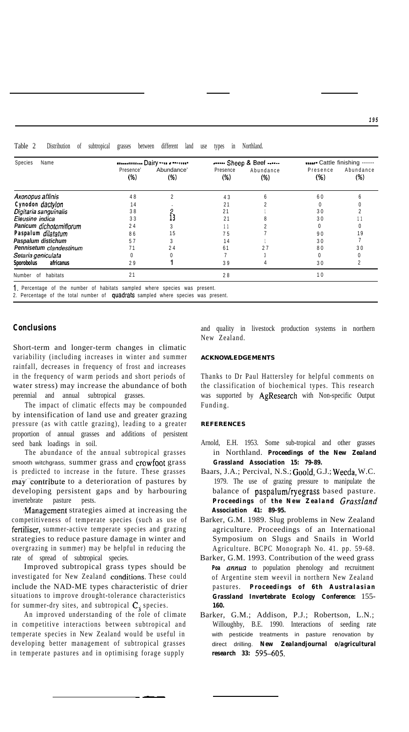Table 2 Distribution of subtropical grasses between different land use types in Northland.

| Species Name | Dairy | | Sheep & Beef | | Cattle finishing | |
|---|---|---|---|---|---|---|
| | Presence[1] (%) | Abundance[2] (%) | Presence (%) | Abundance (%) | Presence (%) | Abundance (%) |
| *Axonopus affinis* | 48 | 2 | 43 | 6 | 60 | 6 |
| *Cynodon dactylon* | 14 | - | 21 | 2 | 0 | 0 |
| *Digitaria sanguinalis* | 38 | 2 | 21 | 1 | 30 | 2 |
| *Eleusine indica* | 33 | 13 | 21 | 8 | 30 | 11 |
| *Panicum dichotomiflorum* | 24 | 3 | 11 | 2 | 0 | 0 |
| *Paspalum dilatatum* | 86 | 15 | 75 | 7 | 90 | 19 |
| *Paspalum distichum* | 57 | 3 | 14 | 1 | 30 | 7 |
| *Pennisetum clandestinum* | 71 | 24 | 61 | 27 | 80 | 30 |
| *Setaria geniculata* | 0 | 0 | 7 | 3 | 0 | 0 |
| *Sporobolus africanus* | 29 | 1 | 39 | 4 | 30 | 2 |
| Number of habitats | 21 | | 28 | | 10 | |

1. Percentage of the number of habitats sampled where species was present.
2. Percentage of the total number of quadrats sampled where species was present.

## Conclusions

Short-term and longer-term changes in climatic variability (including increases in winter and summer rainfall, decreases in frequency of frost and increases in the frequency of warm periods and short periods of water stress) may increase the abundance of both perennial and annual subtropical grasses.

The impact of climatic effects may be compounded by intensification of land use and greater grazing pressure (as with cattle grazing), leading to a greater proportion of annual grasses and additions of persistent seed bank loadings in soil.

The abundance of the annual subtropical grasses smooth witchgrass, summer grass and crowfoot grass is predicted to increase in the future. These grasses may contribute to a deterioration of pastures by developing persistent gaps and by harbouring invertebrate pasture pests.

Management strategies aimed at increasing the competitiveness of temperate species (such as use of fertiliser, summer-active temperate species and grazing strategies to reduce pasture damage in winter and overgrazing in summer) may be helpful in reducing the rate of spread of subtropical species.

Improved subtropical grass types should be investigated for New Zealand conditions. These could include the NAD-ME types characteristic of drier situations to improve drought-tolerance characteristics for summer-dry sites, and subtropical $C_3$ species.

An improved understanding of the role of climate in competitive interactions between subtropical and temperate species in New Zealand would be useful in developing better management of subtropical grasses in temperate pastures and in optimising forage supply and quality in livestock production systems in northern New Zealand.

### ACKNOWLEDGEMENTS

Thanks to Dr Paul Hattersley for helpful comments on the classification of biochemical types. This research was supported by AgResearch with Non-specific Output Funding.

### REFERENCES

Arnold, E.H. 1953. Some sub-tropical and other grasses in Northland. **Proceedings of the New Zealand Grassland Association 15: 79-89.**

Baars, J.A.; Percival, N.S.; Goold, G.J.; Weeda, W.C. 1979. The use of grazing pressure to manipulate the balance of paspalum/ryegrass based pasture. **Proceedings of the New Zealand Grassland Association 41: 89-95.**

Barker, G.M. 1989. Slug problems in New Zealand agriculture. Proceedings of an International Symposium on Slugs and Snails in World Agriculture. BCPC Monograph No. 41. pp. 59-68.

Barker, G.M. 1993. Contribution of the weed grass *Poa annua* to population phenology and recruitment of Argentine stem weevil in northern New Zealand pastures. **Proceedings of 6th Australasian Grassland Invertebrate Ecology Conference:** 155-160.

Barker, G.M.; Addison, P.J.; Robertson, L.N.; Willoughby, B.E. 1990. Interactions of seeding rate with pesticide treatments in pasture renovation by direct drilling. **New Zealand journal of agricultural research 33: 595-605.**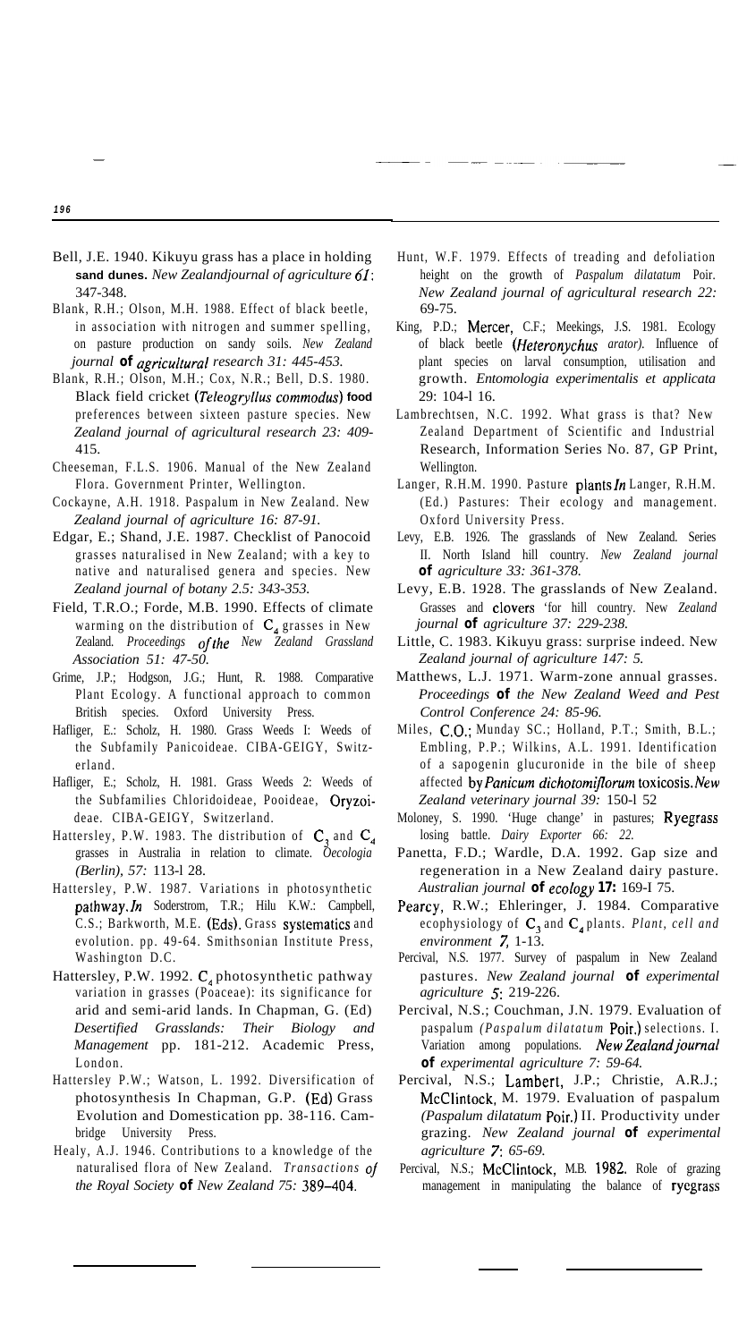Bell, J.E. 1940. Kikuyu grass has a place in holding sand dunes. *New Zealand journal of agriculture 61*: 347-348.

Blank, R.H.; Olson, M.H. 1988. Effect of black beetle, in association with nitrogen and summer spelling, on pasture production on sandy soils. *New Zealand journal of agricultural research 31: 445-453.*

Blank, R.H.; Olson, M.H.; Cox, N.R.; Bell, D.S. 1980. Black field cricket (*Teleogryllus commodus*) food preferences between sixteen pasture species. New *Zealand journal of agricultural research 23: 409-* 415.

Cheeseman, F.L.S. 1906. Manual of the New Zealand Flora. Government Printer, Wellington.

Cockayne, A.H. 1918. Paspalum in New Zealand. New *Zealand journal of agriculture 16: 87-91.*

Edgar, E.; Shand, J.E. 1987. Checklist of Panocoid grasses naturalised in New Zealand; with a key to native and naturalised genera and species. New *Zealand journal of botany 2.5: 343-353.*

Field, T.R.O.; Forde, M.B. 1990. Effects of climate warming on the distribution of $C_4$ grasses in New Zealand. *Proceedings of the New Zealand Grassland Association 51: 47-50.*

Grime, J.P.; Hodgson, J.G.; Hunt, R. 1988. Comparative Plant Ecology. A functional approach to common British species. Oxford University Press.

Hafliger, E.: Scholz, H. 1980. Grass Weeds I: Weeds of the Subfamily Panicoideae. CIBA-GEIGY, Switzerland.

Hafliger, E.; Scholz, H. 1981. Grass Weeds 2: Weeds of the Subfamilies Chloridoideae, Pooideae, Oryzoideae. CIBA-GEIGY, Switzerland.

Hattersley, P.W. 1983. The distribution of $C_3$ and $C_4$ grasses in Australia in relation to climate. *Oecologia (Berlin), 57:* 113-l 28.

Hattersley, P.W. 1987. Variations in photosynthetic pathway. *In* Soderstrom, T.R.; Hilu K.W.: Campbell, C.S.; Barkworth, M.E. (Eds). Grass systematics and evolution. pp. 49-64. Smithsonian Institute Press, Washington D.C.

Hattersley, P.W. 1992. $C_4$ photosynthetic pathway variation in grasses (Poaceae): its significance for arid and semi-arid lands. In Chapman, G. (Ed) *Desertified Grasslands: Their Biology and Management* pp. 181-212. Academic Press, London.

Hattersley P.W.; Watson, L. 1992. Diversification of photosynthesis In Chapman, G.P. (Ed) Grass Evolution and Domestication pp. 38-116. Cambridge University Press.

Healy, A.J. 1946. Contributions to a knowledge of the naturalised flora of New Zealand. *Transactions of the Royal Society of New Zealand 75:* 389-404.

Hunt, W.F. 1979. Effects of treading and defoliation height on the growth of *Paspalum dilatatum* Poir. *New Zealand journal of agricultural research 22:* 69-75.

King, P.D.; Mercer, C.F.; Meekings, J.S. 1981. Ecology of black beetle (*Heteronychus arator).* Influence of plant species on larval consumption, utilisation and growth. *Entomologia experimentalis et applicata* 29: 104-l 16.

Lambrechtsen, N.C. 1992. What grass is that? New Zealand Department of Scientific and Industrial Research, Information Series No. 87, GP Print, Wellington.

Langer, R.H.M. 1990. Pasture plants *In* Langer, R.H.M. (Ed.) Pastures: Their ecology and management. Oxford University Press.

Levy, E.B. 1926. The grasslands of New Zealand. Series II. North Island hill country. *New Zealand journal of agriculture 33: 361-378.*

Levy, E.B. 1928. The grasslands of New Zealand. Grasses and clovers 'for hill country. New *Zealand journal of agriculture 37: 229-238.*

Little, C. 1983. Kikuyu grass: surprise indeed. New *Zealand journal of agriculture 147: 5.*

Matthews, L.J. 1971. Warm-zone annual grasses. *Proceedings of the New Zealand Weed and Pest Control Conference 24: 85-96.*

Miles, C.O.; Munday SC.; Holland, P.T.; Smith, B.L.; Embling, P.P.; Wilkins, A.L. 1991. Identification of a sapogenin glucuronide in the bile of sheep affected by *Panicum dichotomiflorum* toxicosis. *New Zealand veterinary journal 39:* 150-l 52

Moloney, S. 1990. 'Huge change' in pastures; Ryegrass losing battle. *Dairy Exporter 66: 22.*

Panetta, F.D.; Wardle, D.A. 1992. Gap size and regeneration in a New Zealand dairy pasture. *Australian journal of ecology 17:* 169-I 75.

Pearcy, R.W.; Ehleringer, J. 1984. Comparative ecophysiology of $C_3$ and $C_4$ plants. *Plant, cell and environment 7,* 1-13.

Percival, N.S. 1977. Survey of paspalum in New Zealand pastures. *New Zealand journal of experimental agriculture 5*: 219-226.

Percival, N.S.; Couchman, J.N. 1979. Evaluation of paspalum *(Paspalum dilatatum* Poir.) selections. I. Variation among populations. *New Zealand journal of experimental agriculture 7: 59-64.*

Percival, N.S.; Lambert, J.P.; Christie, A.R.J.; McClintock, M. 1979. Evaluation of paspalum *(Paspalum dilatatum* Poir.) II. Productivity under grazing. *New Zealand journal of experimental agriculture 7*: *65-69.*

Percival, N.S.; McClintock, M.B. 1982. Role of grazing management in manipulating the balance of ryegrass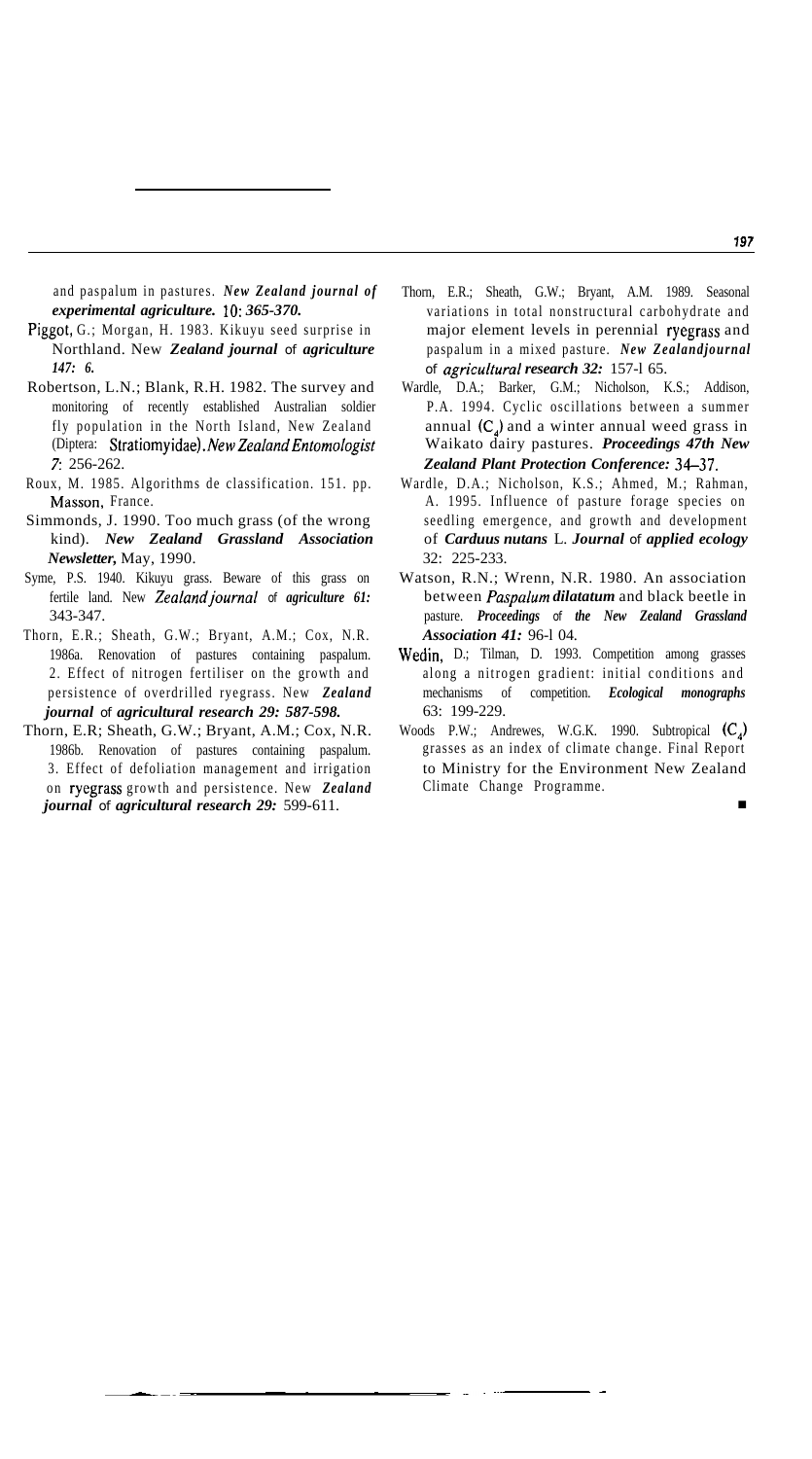and paspalum in pastures. *New Zealand journal of experimental agriculture. 10: 365-370.*

Piggot, G.; Morgan, H. 1983. Kikuyu seed surprise in Northland. New *Zealand journal* of *agriculture 147: 6.*

Robertson, L.N.; Blank, R.H. 1982. The survey and monitoring of recently established Australian soldier fly population in the North Island, New Zealand (Diptera: Stratiomyidae). *New Zealand Entomologist 7*: 256-262.

Roux, M. 1985. Algorithms de classification. 151. pp. Masson, France.

Simmonds, J. 1990. Too much grass (of the wrong kind). *New Zealand Grassland Association Newsletter,* May, 1990.

Syme, P.S. 1940. Kikuyu grass. Beware of this grass on fertile land. New *Zealand journal* of *agriculture 61:* 343-347.

Thorn, E.R.; Sheath, G.W.; Bryant, A.M.; Cox, N.R. 1986a. Renovation of pastures containing paspalum. 2. Effect of nitrogen fertiliser on the growth and persistence of overdrilled ryegrass. New *Zealand journal* of *agricultural research 29: 587-598.*

Thorn, E.R; Sheath, G.W.; Bryant, A.M.; Cox, N.R. 1986b. Renovation of pastures containing paspalum. 3. Effect of defoliation management and irrigation on ryegrass growth and persistence. New *Zealand journal* of *agricultural research 29:* 599-611.

Thorn, E.R.; Sheath, G.W.; Bryant, A.M. 1989. Seasonal variations in total nonstructural carbohydrate and major element levels in perennial ryegrass and paspalum in a mixed pasture. *New Zealandjournal* of *agricultural research 32:* 157-l 65.

Wardle, D.A.; Barker, G.M.; Nicholson, K.S.; Addison, P.A. 1994. Cyclic oscillations between a summer annual ($C_4$) and a winter annual weed grass in Waikato dairy pastures. *Proceedings 47th New Zealand Plant Protection Conference:* 34–37.

Wardle, D.A.; Nicholson, K.S.; Ahmed, M.; Rahman, A. 1995. Influence of pasture forage species on seedling emergence, and growth and development of *Carduus nutans* L. *Journal* of *applied ecology* 32: 225-233.

Watson, R.N.; Wrenn, N.R. 1980. An association between *Paspalum dilatatum* and black beetle in pasture. *Proceedings* of *the New Zealand Grassland Association 41:* 96-l 04.

Wedin, D.; Tilman, D. 1993. Competition among grasses along a nitrogen gradient: initial conditions and mechanisms of competition. *Ecological monographs* 63: 199-229.

Woods P.W.; Andrewes, W.G.K. 1990. Subtropical ($C_4$) grasses as an index of climate change. Final Report to Ministry for the Environment New Zealand Climate Change Programme.

■